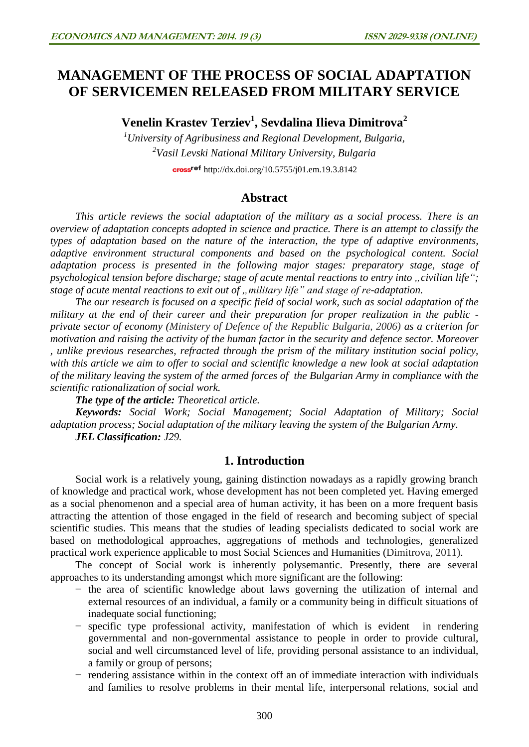# MANAGEMENT OF THE PROCESS OF SOCIAL ADAPTATION OF SERVICEMEN RELEASED FROM MILITARY SERVICE

**Venelin Krastev Terziev[1], Sevdalina Ilieva Dimitrova[2]**

*[1]University of Agribusiness and Regional Development, Bulgaria,*
*[2]Vasil Levski National Military University, Bulgaria*

http://dx.doi.org/10.5755/j01.em.19.3.8142

## Abstract

*This article reviews the social adaptation of the military as a social process. There is an overview of adaptation concepts adopted in science and practice. There is an attempt to classify the types of adaptation based on the nature of the interaction, the type of adaptive environments, adaptive environment structural components and based on the psychological content. Social adaptation process is presented in the following major stages: preparatory stage, stage of psychological tension before discharge; stage of acute mental reactions to entry into „civilian life"; stage of acute mental reactions to exit out of „military life" and stage of re-adaptation.*

*The our research is focused on a specific field of social work, such as social adaptation of the military at the end of their career and their preparation for proper realization in the public - private sector of economy (Ministery of Defence of the Republic Bulgaria, 2006) as a criterion for motivation and raising the activity of the human factor in the security and defence sector. Moreover , unlike previous researches, refracted through the prism of the military institution social policy, with this article we aim to offer to social and scientific knowledge a new look at social adaptation of the military leaving the system of the armed forces of the Bulgarian Army in compliance with the scientific rationalization of social work.*

***The type of the article:*** *Theoretical article.*

***Keywords:*** *Social Work; Social Management; Social Adaptation of Military; Social adaptation process; Social adaptation of the military leaving the system of the Bulgarian Army.*

***JEL Classification:*** *J29.*

## 1. Introduction

Social work is a relatively young, gaining distinction nowadays as a rapidly growing branch of knowledge and practical work, whose development has not been completed yet. Having emerged as a social phenomenon and a special area of human activity, it has been on a more frequent basis attracting the attention of those engaged in the field of research and becoming subject of special scientific studies. This means that the studies of leading specialists dedicated to social work are based on methodological approaches, aggregations of methods and technologies, generalized practical work experience applicable to most Social Sciences and Humanities (Dimitrova, 2011).

The concept of Social work is inherently polysemantic. Presently, there are several approaches to its understanding amongst which more significant are the following:

- the area of scientific knowledge about laws governing the utilization of internal and external resources of an individual, a family or a community being in difficult situations of inadequate social functioning;
- specific type professional activity, manifestation of which is evident in rendering governmental and non-governmental assistance to people in order to provide cultural, social and well circumstanced level of life, providing personal assistance to an individual, a family or group of persons;
- rendering assistance within in the context off an of immediate interaction with individuals and families to resolve problems in their mental life, interpersonal relations, social and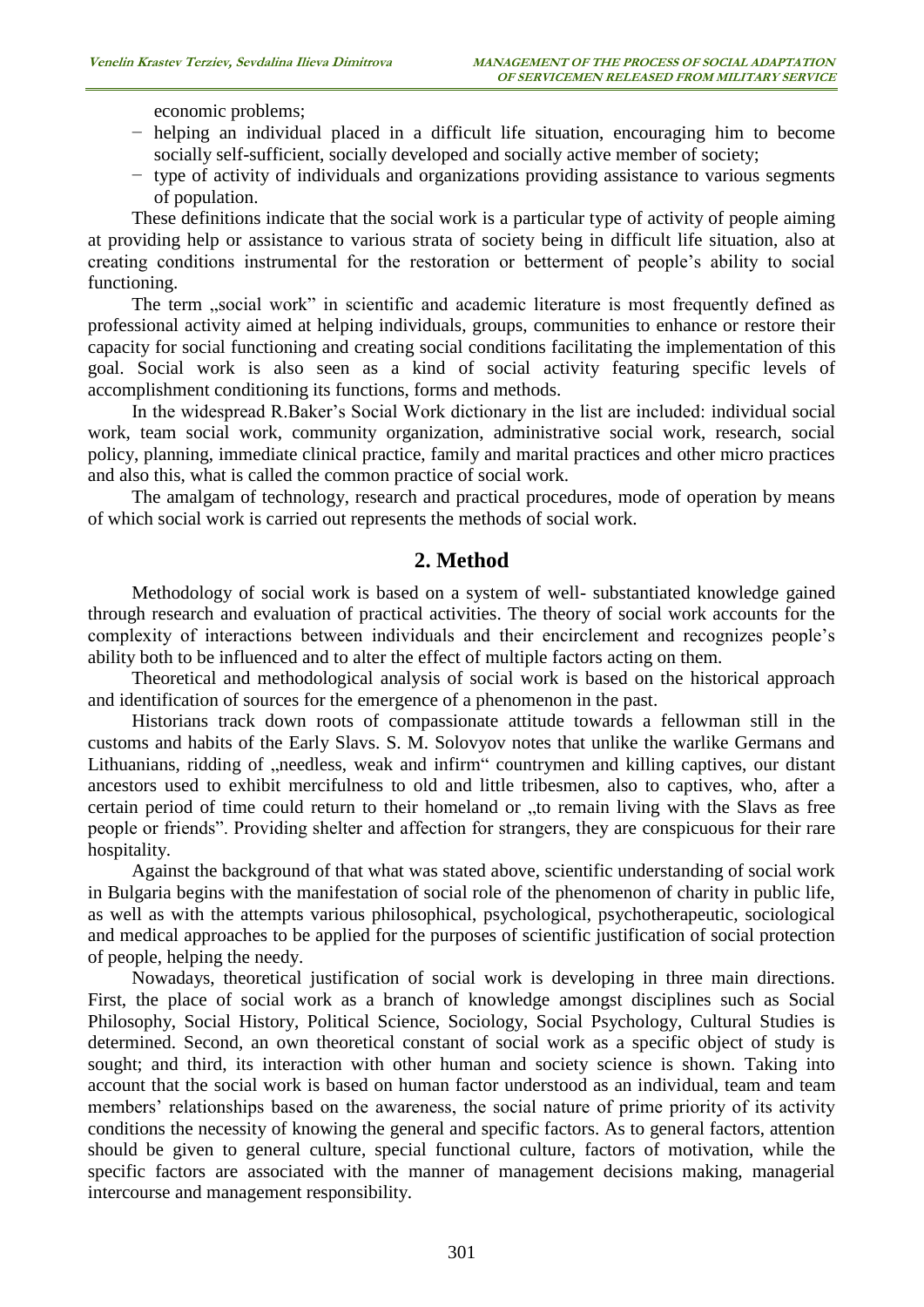economic problems;

- helping an individual placed in a difficult life situation, encouraging him to become socially self-sufficient, socially developed and socially active member of society;
- type of activity of individuals and organizations providing assistance to various segments of population.

These definitions indicate that the social work is a particular type of activity of people aiming at providing help or assistance to various strata of society being in difficult life situation, also at creating conditions instrumental for the restoration or betterment of people's ability to social functioning.

The term „social work" in scientific and academic literature is most frequently defined as professional activity aimed at helping individuals, groups, communities to enhance or restore their capacity for social functioning and creating social conditions facilitating the implementation of this goal. Social work is also seen as a kind of social activity featuring specific levels of accomplishment conditioning its functions, forms and methods.

In the widespread R.Baker's Social Work dictionary in the list are included: individual social work, team social work, community organization, administrative social work, research, social policy, planning, immediate clinical practice, family and marital practices and other micro practices and also this, what is called the common practice of social work.

The amalgam of technology, research and practical procedures, mode of operation by means of which social work is carried out represents the methods of social work.

## 2. Method

Methodology of social work is based on a system of well- substantiated knowledge gained through research and evaluation of practical activities. The theory of social work accounts for the complexity of interactions between individuals and their encirclement and recognizes people's ability both to be influenced and to alter the effect of multiple factors acting on them.

Theoretical and methodological analysis of social work is based on the historical approach and identification of sources for the emergence of a phenomenon in the past.

Historians track down roots of compassionate attitude towards a fellowman still in the customs and habits of the Early Slavs. S. M. Solovyov notes that unlike the warlike Germans and Lithuanians, ridding of „needless, weak and infirm" countrymen and killing captives, our distant ancestors used to exhibit mercifulness to old and little tribesmen, also to captives, who, after a certain period of time could return to their homeland or „to remain living with the Slavs as free people or friends". Providing shelter and affection for strangers, they are conspicuous for their rare hospitality.

Against the background of that what was stated above, scientific understanding of social work in Bulgaria begins with the manifestation of social role of the phenomenon of charity in public life, as well as with the attempts various philosophical, psychological, psychotherapeutic, sociological and medical approaches to be applied for the purposes of scientific justification of social protection of people, helping the needy.

Nowadays, theoretical justification of social work is developing in three main directions. First, the place of social work as a branch of knowledge amongst disciplines such as Social Philosophy, Social History, Political Science, Sociology, Social Psychology, Cultural Studies is determined. Second, an own theoretical constant of social work as a specific object of study is sought; and third, its interaction with other human and society science is shown. Taking into account that the social work is based on human factor understood as an individual, team and team members' relationships based on the awareness, the social nature of prime priority of its activity conditions the necessity of knowing the general and specific factors. As to general factors, attention should be given to general culture, special functional culture, factors of motivation, while the specific factors are associated with the manner of management decisions making, managerial intercourse and management responsibility.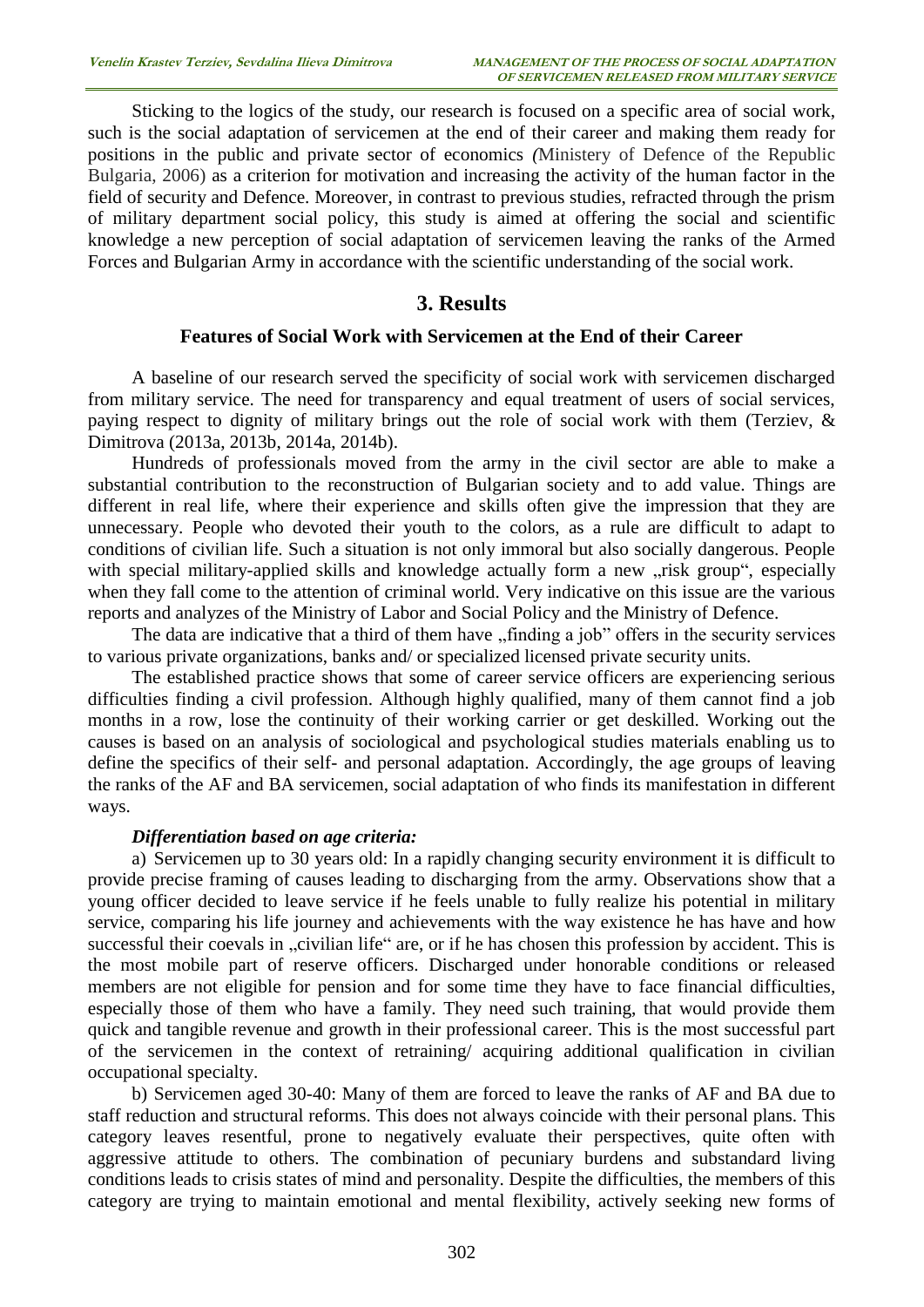Sticking to the logics of the study, our research is focused on a specific area of social work, such is the social adaptation of servicemen at the end of their career and making them ready for positions in the public and private sector of economics *(*Ministery of Defence of the Republic Bulgaria, 2006) as a criterion for motivation and increasing the activity of the human factor in the field of security and Defence. Moreover, in contrast to previous studies, refracted through the prism of military department social policy, this study is aimed at offering the social and scientific knowledge a new perception of social adaptation of servicemen leaving the ranks of the Armed Forces and Bulgarian Army in accordance with the scientific understanding of the social work.

## 3. Results

### Features of Social Work with Servicemen at the End of their Career

A baseline of our research served the specificity of social work with servicemen discharged from military service. The need for transparency and equal treatment of users of social services, paying respect to dignity of military brings out the role of social work with them (Terziev, & Dimitrova (2013a, 2013b, 2014a, 2014b).

Hundreds of professionals moved from the army in the civil sector are able to make a substantial contribution to the reconstruction of Bulgarian society and to add value. Things are different in real life, where their experience and skills often give the impression that they are unnecessary. People who devoted their youth to the colors, as a rule are difficult to adapt to conditions of civilian life. Such a situation is not only immoral but also socially dangerous. People with special military-applied skills and knowledge actually form a new „risk group", especially when they fall come to the attention of criminal world. Very indicative on this issue are the various reports and analyzes of the Ministry of Labor and Social Policy and the Ministry of Defence.

The data are indicative that a third of them have „finding a job" offers in the security services to various private organizations, banks and/ or specialized licensed private security units.

The established practice shows that some of career service officers are experiencing serious difficulties finding a civil profession. Although highly qualified, many of them cannot find a job months in a row, lose the continuity of their working carrier or get deskilled. Working out the causes is based on an analysis of sociological and psychological studies materials enabling us to define the specifics of their self- and personal adaptation. Accordingly, the age groups of leaving the ranks of the AF and BA servicemen, social adaptation of who finds its manifestation in different ways.

***Differentiation based on age criteria:***

a) Servicemen up to 30 years old: In a rapidly changing security environment it is difficult to provide precise framing of causes leading to discharging from the army. Observations show that a young officer decided to leave service if he feels unable to fully realize his potential in military service, comparing his life journey and achievements with the way existence he has have and how successful their coevals in „civilian life" are, or if he has chosen this profession by accident. This is the most mobile part of reserve officers. Discharged under honorable conditions or released members are not eligible for pension and for some time they have to face financial difficulties, especially those of them who have a family. They need such training, that would provide them quick and tangible revenue and growth in their professional career. This is the most successful part of the servicemen in the context of retraining/ acquiring additional qualification in civilian occupational specialty.

b) Servicemen aged 30-40: Many of them are forced to leave the ranks of AF and BA due to staff reduction and structural reforms. This does not always coincide with their personal plans. This category leaves resentful, prone to negatively evaluate their perspectives, quite often with aggressive attitude to others. The combination of pecuniary burdens and substandard living conditions leads to crisis states of mind and personality. Despite the difficulties, the members of this category are trying to maintain emotional and mental flexibility, actively seeking new forms of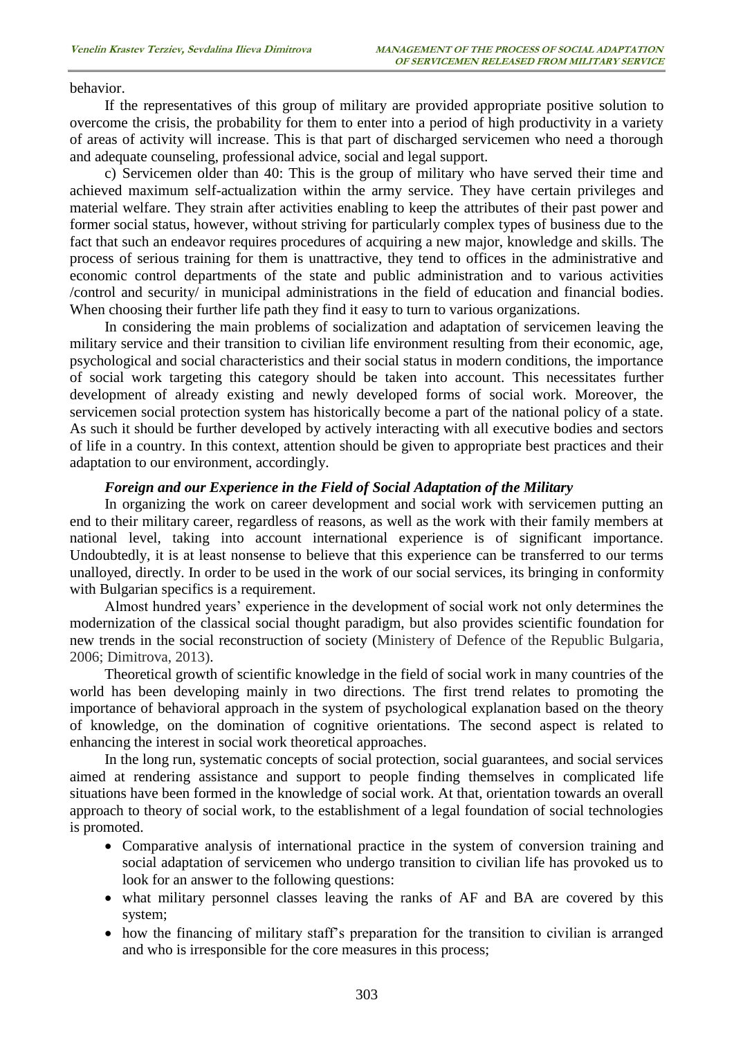behavior.

If the representatives of this group of military are provided appropriate positive solution to overcome the crisis, the probability for them to enter into a period of high productivity in a variety of areas of activity will increase. This is that part of discharged servicemen who need a thorough and adequate counseling, professional advice, social and legal support.

c) Servicemen older than 40: This is the group of military who have served their time and achieved maximum self-actualization within the army service. They have certain privileges and material welfare. They strain after activities enabling to keep the attributes of their past power and former social status, however, without striving for particularly complex types of business due to the fact that such an endeavor requires procedures of acquiring a new major, knowledge and skills. The process of serious training for them is unattractive, they tend to offices in the administrative and economic control departments of the state and public administration and to various activities /control and security/ in municipal administrations in the field of education and financial bodies. When choosing their further life path they find it easy to turn to various organizations.

In considering the main problems of socialization and adaptation of servicemen leaving the military service and their transition to civilian life environment resulting from their economic, age, psychological and social characteristics and their social status in modern conditions, the importance of social work targeting this category should be taken into account. This necessitates further development of already existing and newly developed forms of social work. Moreover, the servicemen social protection system has historically become a part of the national policy of a state. As such it should be further developed by actively interacting with all executive bodies and sectors of life in a country. In this context, attention should be given to appropriate best practices and their adaptation to our environment, accordingly.

***Foreign and our Experience in the Field of Social Adaptation of the Military***

In organizing the work on career development and social work with servicemen putting an end to their military career, regardless of reasons, as well as the work with their family members at national level, taking into account international experience is of significant importance. Undoubtedly, it is at least nonsense to believe that this experience can be transferred to our terms unalloyed, directly. In order to be used in the work of our social services, its bringing in conformity with Bulgarian specifics is a requirement.

Almost hundred years' experience in the development of social work not only determines the modernization of the classical social thought paradigm, but also provides scientific foundation for new trends in the social reconstruction of society (Ministery of Defence of the Republic Bulgaria, 2006; Dimitrova, 2013).

Theoretical growth of scientific knowledge in the field of social work in many countries of the world has been developing mainly in two directions. The first trend relates to promoting the importance of behavioral approach in the system of psychological explanation based on the theory of knowledge, on the domination of cognitive orientations. The second aspect is related to enhancing the interest in social work theoretical approaches.

In the long run, systematic concepts of social protection, social guarantees, and social services aimed at rendering assistance and support to people finding themselves in complicated life situations have been formed in the knowledge of social work. At that, orientation towards an overall approach to theory of social work, to the establishment of a legal foundation of social technologies is promoted.

- Comparative analysis of international practice in the system of conversion training and social adaptation of servicemen who undergo transition to civilian life has provoked us to look for an answer to the following questions:
- what military personnel classes leaving the ranks of AF and BA are covered by this system;
- how the financing of military staff's preparation for the transition to civilian is arranged and who is irresponsible for the core measures in this process;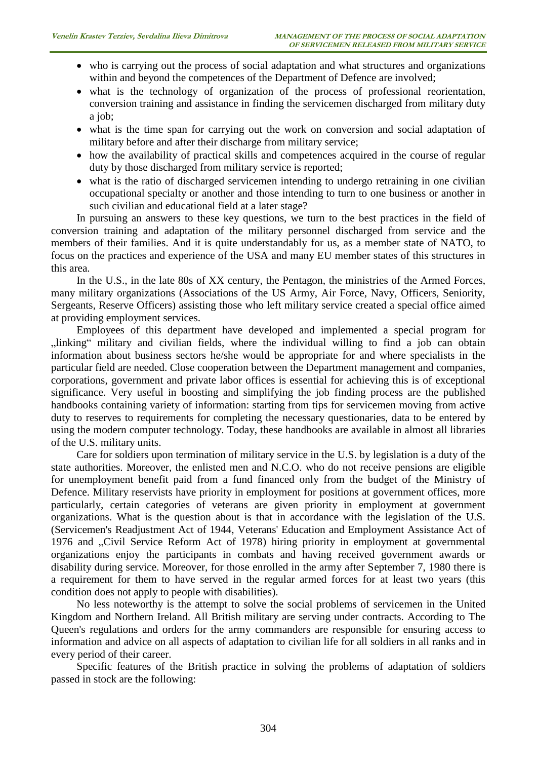- who is carrying out the process of social adaptation and what structures and organizations within and beyond the competences of the Department of Defence are involved;
- what is the technology of organization of the process of professional reorientation, conversion training and assistance in finding the servicemen discharged from military duty a job;
- what is the time span for carrying out the work on conversion and social adaptation of military before and after their discharge from military service;
- how the availability of practical skills and competences acquired in the course of regular duty by those discharged from military service is reported;
- what is the ratio of discharged servicemen intending to undergo retraining in one civilian occupational specialty or another and those intending to turn to one business or another in such civilian and educational field at a later stage?

In pursuing an answers to these key questions, we turn to the best practices in the field of conversion training and adaptation of the military personnel discharged from service and the members of their families. And it is quite understandably for us, as a member state of NATO, to focus on the practices and experience of the USA and many EU member states of this structures in this area.

In the U.S., in the late 80s of XX century, the Pentagon, the ministries of the Armed Forces, many military organizations (Associations of the US Army, Air Force, Navy, Officers, Seniority, Sergeants, Reserve Officers) assisting those who left military service created a special office aimed at providing employment services.

Employees of this department have developed and implemented a special program for „linking" military and civilian fields, where the individual willing to find a job can obtain information about business sectors he/she would be appropriate for and where specialists in the particular field are needed. Close cooperation between the Department management and companies, corporations, government and private labor offices is essential for achieving this is of exceptional significance. Very useful in boosting and simplifying the job finding process are the published handbooks containing variety of information: starting from tips for servicemen moving from active duty to reserves to requirements for completing the necessary questionaries, data to be entered by using the modern computer technology. Today, these handbooks are available in almost all libraries of the U.S. military units.

Care for soldiers upon termination of military service in the U.S. by legislation is a duty of the state authorities. Moreover, the enlisted men and N.C.O. who do not receive pensions are eligible for unemployment benefit paid from a fund financed only from the budget of the Ministry of Defence. Military reservists have priority in employment for positions at government offices, more particularly, certain categories of veterans are given priority in employment at government organizations. What is the question about is that in accordance with the legislation of the U.S. (Servicemen's Readjustment Act of 1944, Veterans' Education and Employment Assistance Act of 1976 and „Civil Service Reform Act of 1978) hiring priority in employment at governmental organizations enjoy the participants in combats and having received government awards or disability during service. Moreover, for those enrolled in the army after September 7, 1980 there is a requirement for them to have served in the regular armed forces for at least two years (this condition does not apply to people with disabilities).

No less noteworthy is the attempt to solve the social problems of servicemen in the United Kingdom and Northern Ireland. All British military are serving under contracts. According to The Queen's regulations and orders for the army commanders are responsible for ensuring access to information and advice on all aspects of adaptation to civilian life for all soldiers in all ranks and in every period of their career.

Specific features of the British practice in solving the problems of adaptation of soldiers passed in stock are the following: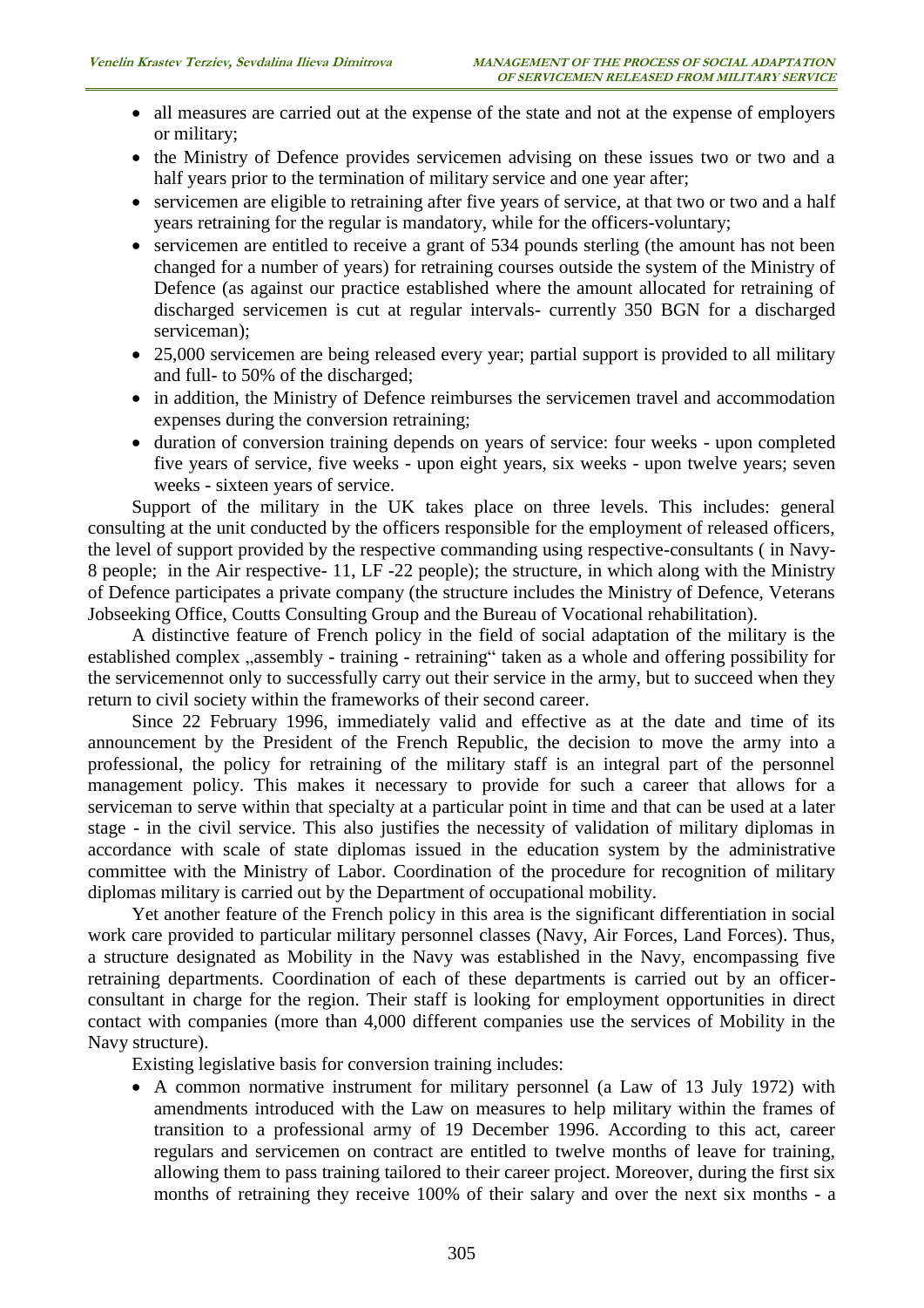- all measures are carried out at the expense of the state and not at the expense of employers or military;
- the Ministry of Defence provides servicemen advising on these issues two or two and a half years prior to the termination of military service and one year after;
- servicemen are eligible to retraining after five years of service, at that two or two and a half years retraining for the regular is mandatory, while for the officers-voluntary;
- servicemen are entitled to receive a grant of 534 pounds sterling (the amount has not been changed for a number of years) for retraining courses outside the system of the Ministry of Defence (as against our practice established where the amount allocated for retraining of discharged servicemen is cut at regular intervals- currently 350 BGN for a discharged serviceman);
- 25,000 servicemen are being released every year; partial support is provided to all military and full- to 50% of the discharged;
- in addition, the Ministry of Defence reimburses the servicemen travel and accommodation expenses during the conversion retraining;
- duration of conversion training depends on years of service: four weeks - upon completed five years of service, five weeks - upon eight years, six weeks - upon twelve years; seven weeks - sixteen years of service.

Support of the military in the UK takes place on three levels. This includes: general consulting at the unit conducted by the officers responsible for the employment of released officers, the level of support provided by the respective commanding using respective-consultants ( in Navy- 8 people; in the Air respective- 11, LF -22 people); the structure, in which along with the Ministry of Defence participates a private company (the structure includes the Ministry of Defence, Veterans Jobseeking Office, Coutts Consulting Group and the Bureau of Vocational rehabilitation).

A distinctive feature of French policy in the field of social adaptation of the military is the established complex „assembly - training - retraining" taken as a whole and offering possibility for the servicemennot only to successfully carry out their service in the army, but to succeed when they return to civil society within the frameworks of their second career.

Since 22 February 1996, immediately valid and effective as at the date and time of its announcement by the President of the French Republic, the decision to move the army into a professional, the policy for retraining of the military staff is an integral part of the personnel management policy. This makes it necessary to provide for such a career that allows for a serviceman to serve within that specialty at a particular point in time and that can be used at a later stage - in the civil service. This also justifies the necessity of validation of military diplomas in accordance with scale of state diplomas issued in the education system by the administrative committee with the Ministry of Labor. Coordination of the procedure for recognition of military diplomas military is carried out by the Department of occupational mobility.

Yet another feature of the French policy in this area is the significant differentiation in social work care provided to particular military personnel classes (Navy, Air Forces, Land Forces). Thus, a structure designated as Mobility in the Navy was established in the Navy, encompassing five retraining departments. Coordination of each of these departments is carried out by an officer-consultant in charge for the region. Their staff is looking for employment opportunities in direct contact with companies (more than 4,000 different companies use the services of Mobility in the Navy structure).

Existing legislative basis for conversion training includes:

- A common normative instrument for military personnel (a Law of 13 July 1972) with amendments introduced with the Law on measures to help military within the frames of transition to a professional army of 19 December 1996. According to this act, career regulars and servicemen on contract are entitled to twelve months of leave for training, allowing them to pass training tailored to their career project. Moreover, during the first six months of retraining they receive 100% of their salary and over the next six months - a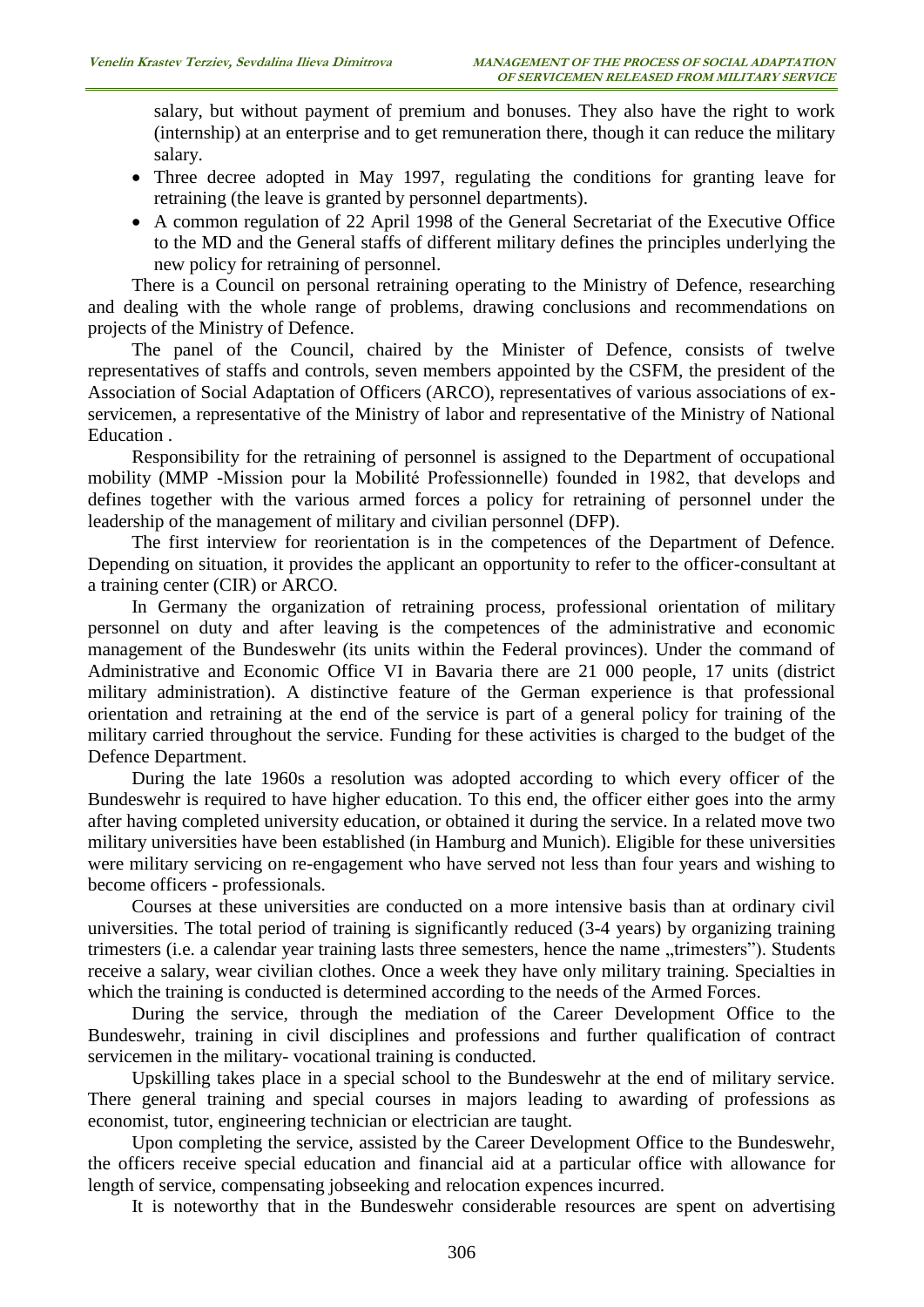salary, but without payment of premium and bonuses. They also have the right to work (internship) at an enterprise and to get remuneration there, though it can reduce the military salary.

- Three decree adopted in May 1997, regulating the conditions for granting leave for retraining (the leave is granted by personnel departments).
- A common regulation of 22 April 1998 of the General Secretariat of the Executive Office to the MD and the General staffs of different military defines the principles underlying the new policy for retraining of personnel.

There is a Council on personal retraining operating to the Ministry of Defence, researching and dealing with the whole range of problems, drawing conclusions and recommendations on projects of the Ministry of Defence.

The panel of the Council, chaired by the Minister of Defence, consists of twelve representatives of staffs and controls, seven members appointed by the CSFM, the president of the Association of Social Adaptation of Officers (ARCO), representatives of various associations of ex-servicemen, a representative of the Ministry of labor and representative of the Ministry of National Education .

Responsibility for the retraining of personnel is assigned to the Department of occupational mobility (MMP -Mission pour la Mobilité Professionnelle) founded in 1982, that develops and defines together with the various armed forces a policy for retraining of personnel under the leadership of the management of military and civilian personnel (DFP).

The first interview for reorientation is in the competences of the Department of Defence. Depending on situation, it provides the applicant an opportunity to refer to the officer-consultant at a training center (CIR) or ARCO.

In Germany the organization of retraining process, professional orientation of military personnel on duty and after leaving is the competences of the administrative and economic management of the Bundeswehr (its units within the Federal provinces). Under the command of Administrative and Economic Office VI in Bavaria there are 21 000 people, 17 units (district military administration). A distinctive feature of the German experience is that professional orientation and retraining at the end of the service is part of a general policy for training of the military carried throughout the service. Funding for these activities is charged to the budget of the Defence Department.

During the late 1960s a resolution was adopted according to which every officer of the Bundeswehr is required to have higher education. To this end, the officer either goes into the army after having completed university education, or obtained it during the service. In a related move two military universities have been established (in Hamburg and Munich). Eligible for these universities were military servicing on re-engagement who have served not less than four years and wishing to become officers - professionals.

Courses at these universities are conducted on a more intensive basis than at ordinary civil universities. The total period of training is significantly reduced (3-4 years) by organizing training trimesters (i.e. a calendar year training lasts three semesters, hence the name „trimesters"). Students receive a salary, wear civilian clothes. Once a week they have only military training. Specialties in which the training is conducted is determined according to the needs of the Armed Forces.

During the service, through the mediation of the Career Development Office to the Bundeswehr, training in civil disciplines and professions and further qualification of contract servicemen in the military- vocational training is conducted.

Upskilling takes place in a special school to the Bundeswehr at the end of military service. There general training and special courses in majors leading to awarding of professions as economist, tutor, engineering technician or electrician are taught.

Upon completing the service, assisted by the Career Development Office to the Bundeswehr, the officers receive special education and financial aid at a particular office with allowance for length of service, compensating jobseeking and relocation expences incurred.

It is noteworthy that in the Bundeswehr considerable resources are spent on advertising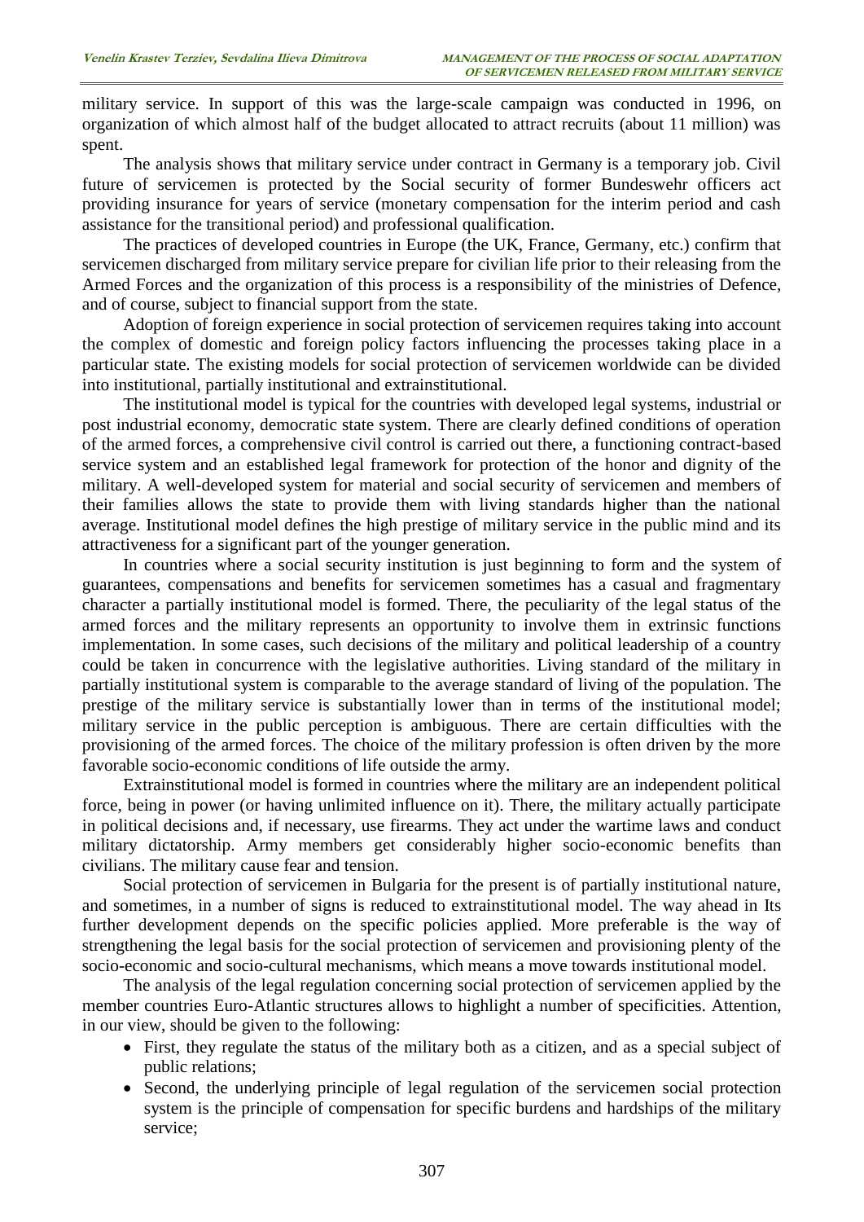military service. In support of this was the large-scale campaign was conducted in 1996, on organization of which almost half of the budget allocated to attract recruits (about 11 million) was spent.

The analysis shows that military service under contract in Germany is a temporary job. Civil future of servicemen is protected by the Social security of former Bundeswehr officers act providing insurance for years of service (monetary compensation for the interim period and cash assistance for the transitional period) and professional qualification.

The practices of developed countries in Europe (the UK, France, Germany, etc.) confirm that servicemen discharged from military service prepare for civilian life prior to their releasing from the Armed Forces and the organization of this process is a responsibility of the ministries of Defence, and of course, subject to financial support from the state.

Adoption of foreign experience in social protection of servicemen requires taking into account the complex of domestic and foreign policy factors influencing the processes taking place in a particular state. The existing models for social protection of servicemen worldwide can be divided into institutional, partially institutional and extrainstitutional.

The institutional model is typical for the countries with developed legal systems, industrial or post industrial economy, democratic state system. There are clearly defined conditions of operation of the armed forces, a comprehensive civil control is carried out there, a functioning contract-based service system and an established legal framework for protection of the honor and dignity of the military. A well-developed system for material and social security of servicemen and members of their families allows the state to provide them with living standards higher than the national average. Institutional model defines the high prestige of military service in the public mind and its attractiveness for a significant part of the younger generation.

In countries where a social security institution is just beginning to form and the system of guarantees, compensations and benefits for servicemen sometimes has a casual and fragmentary character a partially institutional model is formed. There, the peculiarity of the legal status of the armed forces and the military represents an opportunity to involve them in extrinsic functions implementation. In some cases, such decisions of the military and political leadership of a country could be taken in concurrence with the legislative authorities. Living standard of the military in partially institutional system is comparable to the average standard of living of the population. The prestige of the military service is substantially lower than in terms of the institutional model; military service in the public perception is ambiguous. There are certain difficulties with the provisioning of the armed forces. The choice of the military profession is often driven by the more favorable socio-economic conditions of life outside the army.

Extrainstitutional model is formed in countries where the military are an independent political force, being in power (or having unlimited influence on it). There, the military actually participate in political decisions and, if necessary, use firearms. They act under the wartime laws and conduct military dictatorship. Army members get considerably higher socio-economic benefits than civilians. The military cause fear and tension.

Social protection of servicemen in Bulgaria for the present is of partially institutional nature, and sometimes, in a number of signs is reduced to extrainstitutional model. The way ahead in Its further development depends on the specific policies applied. More preferable is the way of strengthening the legal basis for the social protection of servicemen and provisioning plenty of the socio-economic and socio-cultural mechanisms, which means a move towards institutional model.

The analysis of the legal regulation concerning social protection of servicemen applied by the member countries Euro-Atlantic structures allows to highlight a number of specificities. Attention, in our view, should be given to the following:

- First, they regulate the status of the military both as a citizen, and as a special subject of public relations;
- Second, the underlying principle of legal regulation of the servicemen social protection system is the principle of compensation for specific burdens and hardships of the military service;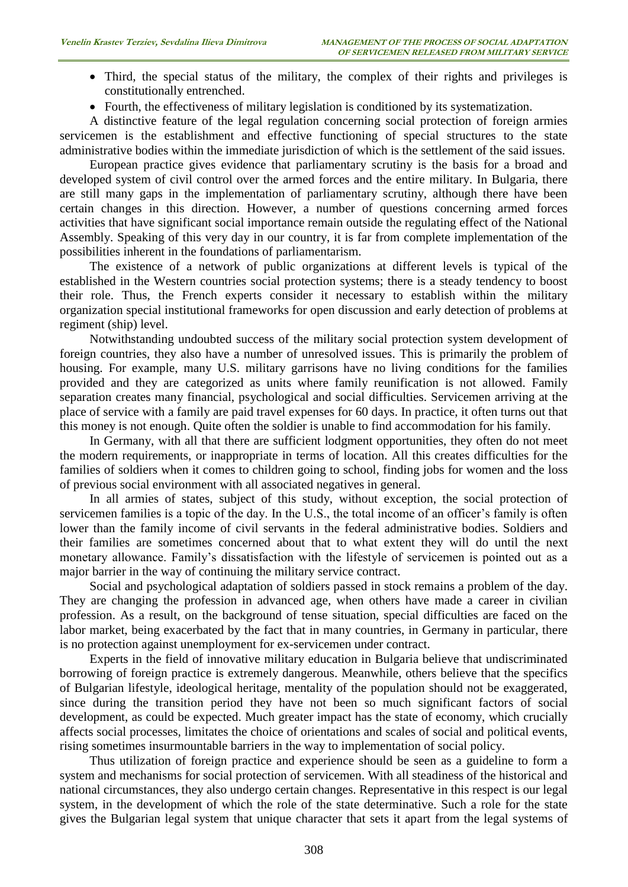- Third, the special status of the military, the complex of their rights and privileges is constitutionally entrenched.
- Fourth, the effectiveness of military legislation is conditioned by its systematization.

A distinctive feature of the legal regulation concerning social protection of foreign armies servicemen is the establishment and effective functioning of special structures to the state administrative bodies within the immediate jurisdiction of which is the settlement of the said issues.

European practice gives evidence that parliamentary scrutiny is the basis for a broad and developed system of civil control over the armed forces and the entire military. In Bulgaria, there are still many gaps in the implementation of parliamentary scrutiny, although there have been certain changes in this direction. However, a number of questions concerning armed forces activities that have significant social importance remain outside the regulating effect of the National Assembly. Speaking of this very day in our country, it is far from complete implementation of the possibilities inherent in the foundations of parliamentarism.

The existence of a network of public organizations at different levels is typical of the established in the Western countries social protection systems; there is a steady tendency to boost their role. Thus, the French experts consider it necessary to establish within the military organization special institutional frameworks for open discussion and early detection of problems at regiment (ship) level.

Notwithstanding undoubted success of the military social protection system development of foreign countries, they also have a number of unresolved issues. This is primarily the problem of housing. For example, many U.S. military garrisons have no living conditions for the families provided and they are categorized as units where family reunification is not allowed. Family separation creates many financial, psychological and social difficulties. Servicemen arriving at the place of service with a family are paid travel expenses for 60 days. In practice, it often turns out that this money is not enough. Quite often the soldier is unable to find accommodation for his family.

In Germany, with all that there are sufficient lodgment opportunities, they often do not meet the modern requirements, or inappropriate in terms of location. All this creates difficulties for the families of soldiers when it comes to children going to school, finding jobs for women and the loss of previous social environment with all associated negatives in general.

In all armies of states, subject of this study, without exception, the social protection of servicemen families is a topic of the day. In the U.S., the total income of an officer's family is often lower than the family income of civil servants in the federal administrative bodies. Soldiers and their families are sometimes concerned about that to what extent they will do until the next monetary allowance. Family's dissatisfaction with the lifestyle of servicemen is pointed out as a major barrier in the way of continuing the military service contract.

Social and psychological adaptation of soldiers passed in stock remains a problem of the day. They are changing the profession in advanced age, when others have made a career in civilian profession. As a result, on the background of tense situation, special difficulties are faced on the labor market, being exacerbated by the fact that in many countries, in Germany in particular, there is no protection against unemployment for ex-servicemen under contract.

Experts in the field of innovative military education in Bulgaria believe that undiscriminated borrowing of foreign practice is extremely dangerous. Meanwhile, others believe that the specifics of Bulgarian lifestyle, ideological heritage, mentality of the population should not be exaggerated, since during the transition period they have not been so much significant factors of social development, as could be expected. Much greater impact has the state of economy, which crucially affects social processes, limitates the choice of orientations and scales of social and political events, rising sometimes insurmountable barriers in the way to implementation of social policy.

Thus utilization of foreign practice and experience should be seen as a guideline to form a system and mechanisms for social protection of servicemen. With all steadiness of the historical and national circumstances, they also undergo certain changes. Representative in this respect is our legal system, in the development of which the role of the state determinative. Such a role for the state gives the Bulgarian legal system that unique character that sets it apart from the legal systems of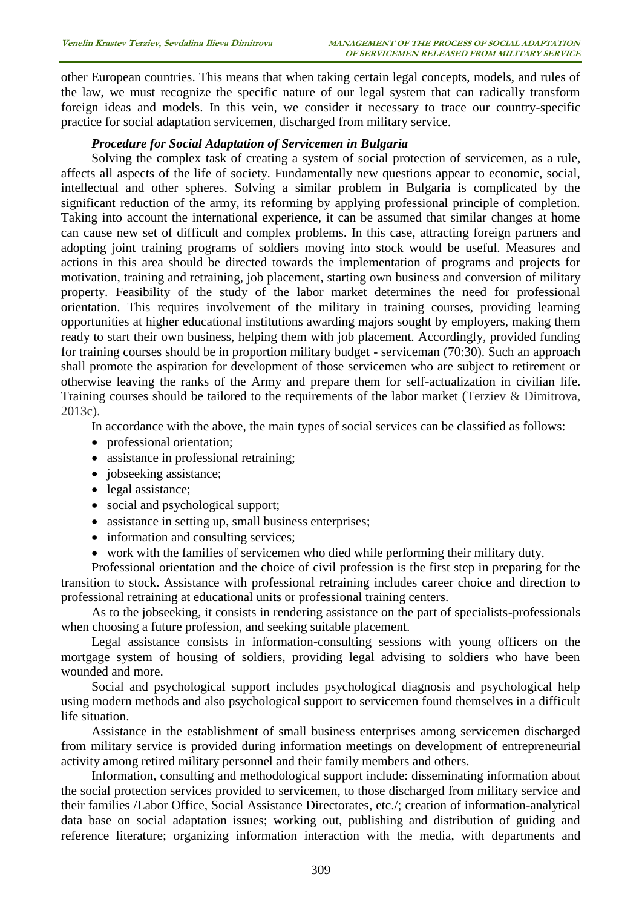other European countries. This means that when taking certain legal concepts, models, and rules of the law, we must recognize the specific nature of our legal system that can radically transform foreign ideas and models. In this vein, we consider it necessary to trace our country-specific practice for social adaptation servicemen, discharged from military service.

***Procedure for Social Adaptation of Servicemen in Bulgaria***

Solving the complex task of creating a system of social protection of servicemen, as a rule, affects all aspects of the life of society. Fundamentally new questions appear to economic, social, intellectual and other spheres. Solving a similar problem in Bulgaria is complicated by the significant reduction of the army, its reforming by applying professional principle of completion. Taking into account the international experience, it can be assumed that similar changes at home can cause new set of difficult and complex problems. In this case, attracting foreign partners and adopting joint training programs of soldiers moving into stock would be useful. Measures and actions in this area should be directed towards the implementation of programs and projects for motivation, training and retraining, job placement, starting own business and conversion of military property. Feasibility of the study of the labor market determines the need for professional orientation. This requires involvement of the military in training courses, providing learning opportunities at higher educational institutions awarding majors sought by employers, making them ready to start their own business, helping them with job placement. Accordingly, provided funding for training courses should be in proportion military budget - serviceman (70:30). Such an approach shall promote the aspiration for development of those servicemen who are subject to retirement or otherwise leaving the ranks of the Army and prepare them for self-actualization in civilian life. Training courses should be tailored to the requirements of the labor market (Terziev & Dimitrova, 2013c).

In accordance with the above, the main types of social services can be classified as follows:

- professional orientation;
- assistance in professional retraining;
- jobseeking assistance;
- legal assistance;
- social and psychological support;
- assistance in setting up, small business enterprises;
- information and consulting services;
- work with the families of servicemen who died while performing their military duty.

Professional orientation and the choice of civil profession is the first step in preparing for the transition to stock. Assistance with professional retraining includes career choice and direction to professional retraining at educational units or professional training centers.

As to the jobseeking, it consists in rendering assistance on the part of specialists-professionals when choosing a future profession, and seeking suitable placement.

Legal assistance consists in information-consulting sessions with young officers on the mortgage system of housing of soldiers, providing legal advising to soldiers who have been wounded and more.

Social and psychological support includes psychological diagnosis and psychological help using modern methods and also psychological support to servicemen found themselves in a difficult life situation.

Assistance in the establishment of small business enterprises among servicemen discharged from military service is provided during information meetings on development of entrepreneurial activity among retired military personnel and their family members and others.

Information, consulting and methodological support include: disseminating information about the social protection services provided to servicemen, to those discharged from military service and their families /Labor Office, Social Assistance Directorates, etc./; creation of information-analytical data base on social adaptation issues; working out, publishing and distribution of guiding and reference literature; organizing information interaction with the media, with departments and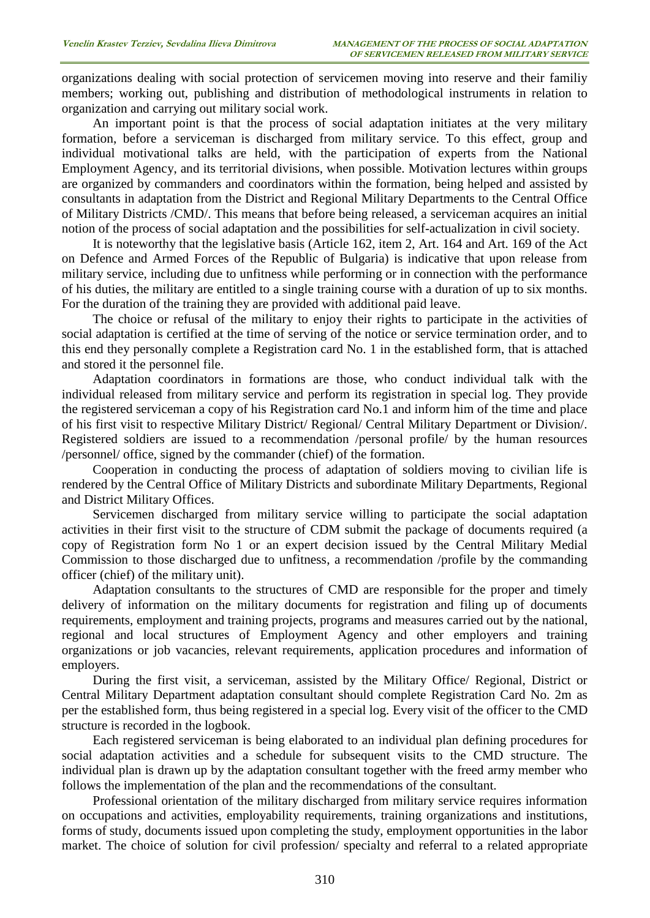organizations dealing with social protection of servicemen moving into reserve and their familiy members; working out, publishing and distribution of methodological instruments in relation to organization and carrying out military social work.

An important point is that the process of social adaptation initiates at the very military formation, before a serviceman is discharged from military service. To this effect, group and individual motivational talks are held, with the participation of experts from the National Employment Agency, and its territorial divisions, when possible. Motivation lectures within groups are organized by commanders and coordinators within the formation, being helped and assisted by consultants in adaptation from the District and Regional Military Departments to the Central Office of Military Districts /CMD/. This means that before being released, a serviceman acquires an initial notion of the process of social adaptation and the possibilities for self-actualization in civil society.

It is noteworthy that the legislative basis (Article 162, item 2, Art. 164 and Art. 169 of the Act on Defence and Armed Forces of the Republic of Bulgaria) is indicative that upon release from military service, including due to unfitness while performing or in connection with the performance of his duties, the military are entitled to a single training course with a duration of up to six months. For the duration of the training they are provided with additional paid leave.

The choice or refusal of the military to enjoy their rights to participate in the activities of social adaptation is certified at the time of serving of the notice or service termination order, and to this end they personally complete a Registration card No. 1 in the established form, that is attached and stored it the personnel file.

Adaptation coordinators in formations are those, who conduct individual talk with the individual released from military service and perform its registration in special log. They provide the registered serviceman a copy of his Registration card No.1 and inform him of the time and place of his first visit to respective Military District/ Regional/ Central Military Department or Division/. Registered soldiers are issued to a recommendation /personal profile/ by the human resources /personnel/ office, signed by the commander (chief) of the formation.

Cooperation in conducting the process of adaptation of soldiers moving to civilian life is rendered by the Central Office of Military Districts and subordinate Military Departments, Regional and District Military Offices.

Servicemen discharged from military service willing to participate the social adaptation activities in their first visit to the structure of CDM submit the package of documents required (a copy of Registration form No 1 or an expert decision issued by the Central Military Medial Commission to those discharged due to unfitness, a recommendation /profile by the commanding officer (chief) of the military unit).

Adaptation consultants to the structures of CMD are responsible for the proper and timely delivery of information on the military documents for registration and filing up of documents requirements, employment and training projects, programs and measures carried out by the national, regional and local structures of Employment Agency and other employers and training organizations or job vacancies, relevant requirements, application procedures and information of employers.

During the first visit, a serviceman, assisted by the Military Office/ Regional, District or Central Military Department adaptation consultant should complete Registration Card No. 2m as per the established form, thus being registered in a special log. Every visit of the officer to the CMD structure is recorded in the logbook.

Each registered serviceman is being elaborated to an individual plan defining procedures for social adaptation activities and a schedule for subsequent visits to the CMD structure. The individual plan is drawn up by the adaptation consultant together with the freed army member who follows the implementation of the plan and the recommendations of the consultant.

Professional orientation of the military discharged from military service requires information on occupations and activities, employability requirements, training organizations and institutions, forms of study, documents issued upon completing the study, employment opportunities in the labor market. The choice of solution for civil profession/ specialty and referral to a related appropriate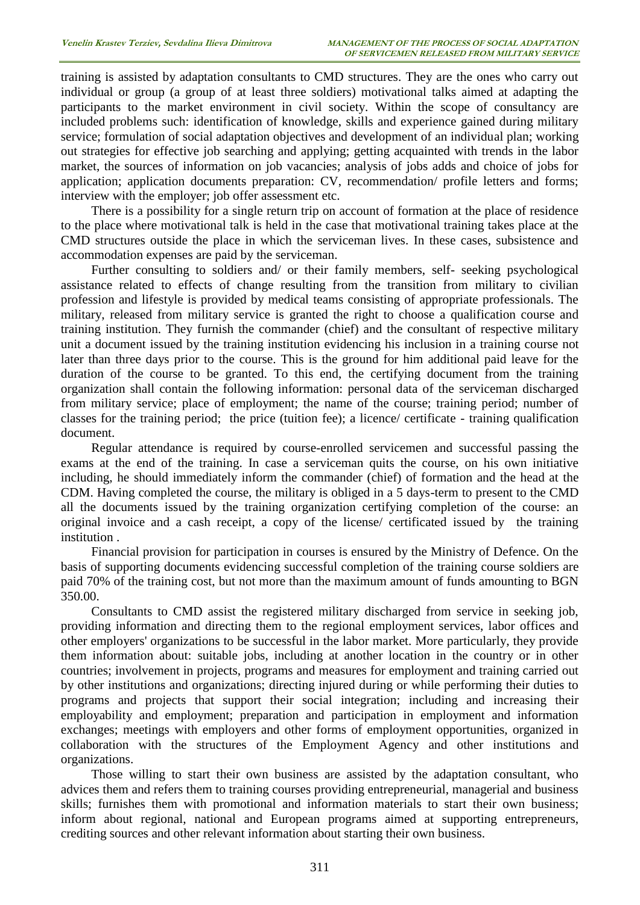training is assisted by adaptation consultants to CMD structures. They are the ones who carry out individual or group (a group of at least three soldiers) motivational talks aimed at adapting the participants to the market environment in civil society. Within the scope of consultancy are included problems such: identification of knowledge, skills and experience gained during military service; formulation of social adaptation objectives and development of an individual plan; working out strategies for effective job searching and applying; getting acquainted with trends in the labor market, the sources of information on job vacancies; analysis of jobs adds and choice of jobs for application; application documents preparation: CV, recommendation/ profile letters and forms; interview with the employer; job offer assessment etc.

There is a possibility for a single return trip on account of formation at the place of residence to the place where motivational talk is held in the case that motivational training takes place at the CMD structures outside the place in which the serviceman lives. In these cases, subsistence and accommodation expenses are paid by the serviceman.

Further consulting to soldiers and/ or their family members, self- seeking psychological assistance related to effects of change resulting from the transition from military to civilian profession and lifestyle is provided by medical teams consisting of appropriate professionals. The military, released from military service is granted the right to choose a qualification course and training institution. They furnish the commander (chief) and the consultant of respective military unit a document issued by the training institution evidencing his inclusion in a training course not later than three days prior to the course. This is the ground for him additional paid leave for the duration of the course to be granted. To this end, the certifying document from the training organization shall contain the following information: personal data of the serviceman discharged from military service; place of employment; the name of the course; training period; number of classes for the training period; the price (tuition fee); a licence/ certificate - training qualification document.

Regular attendance is required by course-enrolled servicemen and successful passing the exams at the end of the training. In case a serviceman quits the course, on his own initiative including, he should immediately inform the commander (chief) of formation and the head at the CDM. Having completed the course, the military is obliged in a 5 days-term to present to the CMD all the documents issued by the training organization certifying completion of the course: an original invoice and a cash receipt, a copy of the license/ certificated issued by the training institution .

Financial provision for participation in courses is ensured by the Ministry of Defence. On the basis of supporting documents evidencing successful completion of the training course soldiers are paid 70% of the training cost, but not more than the maximum amount of funds amounting to BGN 350.00.

Consultants to CMD assist the registered military discharged from service in seeking job, providing information and directing them to the regional employment services, labor offices and other employers' organizations to be successful in the labor market. More particularly, they provide them information about: suitable jobs, including at another location in the country or in other countries; involvement in projects, programs and measures for employment and training carried out by other institutions and organizations; directing injured during or while performing their duties to programs and projects that support their social integration; including and increasing their employability and employment; preparation and participation in employment and information exchanges; meetings with employers and other forms of employment opportunities, organized in collaboration with the structures of the Employment Agency and other institutions and organizations.

Those willing to start their own business are assisted by the adaptation consultant, who advices them and refers them to training courses providing entrepreneurial, managerial and business skills; furnishes them with promotional and information materials to start their own business; inform about regional, national and European programs aimed at supporting entrepreneurs, crediting sources and other relevant information about starting their own business.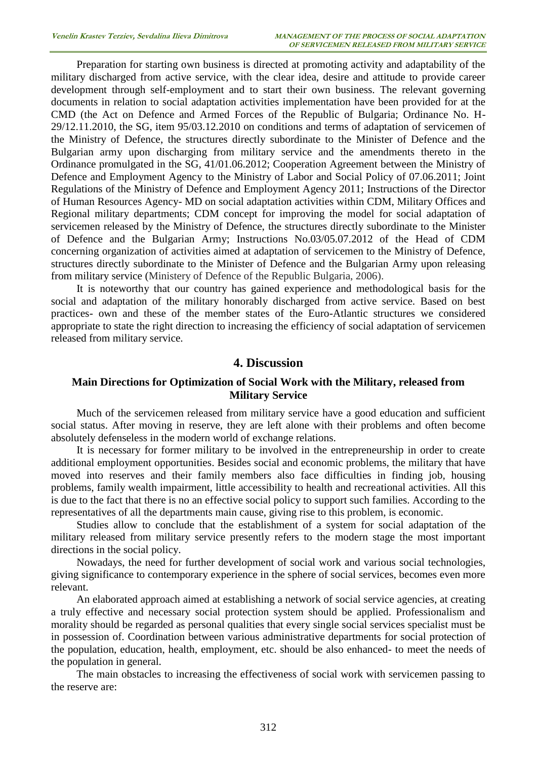Preparation for starting own business is directed at promoting activity and adaptability of the military discharged from active service, with the clear idea, desire and attitude to provide career development through self-employment and to start their own business. The relevant governing documents in relation to social adaptation activities implementation have been provided for at the CMD (the Act on Defence and Armed Forces of the Republic of Bulgaria; Ordinance No. H-29/12.11.2010, the SG, item 95/03.12.2010 on conditions and terms of adaptation of servicemen of the Ministry of Defence, the structures directly subordinate to the Minister of Defence and the Bulgarian army upon discharging from military service and the amendments thereto in the Ordinance promulgated in the SG, 41/01.06.2012; Cooperation Agreement between the Ministry of Defence and Employment Agency to the Ministry of Labor and Social Policy of 07.06.2011; Joint Regulations of the Ministry of Defence and Employment Agency 2011; Instructions of the Director of Human Resources Agency- MD on social adaptation activities within CDM, Military Offices and Regional military departments; CDM concept for improving the model for social adaptation of servicemen released by the Ministry of Defence, the structures directly subordinate to the Minister of Defence and the Bulgarian Army; Instructions No.03/05.07.2012 of the Head of CDM concerning organization of activities aimed at adaptation of servicemen to the Ministry of Defence, structures directly subordinate to the Minister of Defence and the Bulgarian Army upon releasing from military service (Ministery of Defence of the Republic Bulgaria, 2006).

It is noteworthy that our country has gained experience and methodological basis for the social and adaptation of the military honorably discharged from active service. Based on best practices- own and these of the member states of the Euro-Atlantic structures we considered appropriate to state the right direction to increasing the efficiency of social adaptation of servicemen released from military service.

## 4. Discussion

### Main Directions for Optimization of Social Work with the Military, released from Military Service

Much of the servicemen released from military service have a good education and sufficient social status. After moving in reserve, they are left alone with their problems and often become absolutely defenseless in the modern world of exchange relations.

It is necessary for former military to be involved in the entrepreneurship in order to create additional employment opportunities. Besides social and economic problems, the military that have moved into reserves and their family members also face difficulties in finding job, housing problems, family wealth impairment, little accessibility to health and recreational activities. All this is due to the fact that there is no an effective social policy to support such families. According to the representatives of all the departments main cause, giving rise to this problem, is economic.

Studies allow to conclude that the establishment of a system for social adaptation of the military released from military service presently refers to the modern stage the most important directions in the social policy.

Nowadays, the need for further development of social work and various social technologies, giving significance to contemporary experience in the sphere of social services, becomes even more relevant.

An elaborated approach aimed at establishing a network of social service agencies, at creating a truly effective and necessary social protection system should be applied. Professionalism and morality should be regarded as personal qualities that every single social services specialist must be in possession of. Coordination between various administrative departments for social protection of the population, education, health, employment, etc. should be also enhanced- to meet the needs of the population in general.

The main obstacles to increasing the effectiveness of social work with servicemen passing to the reserve are: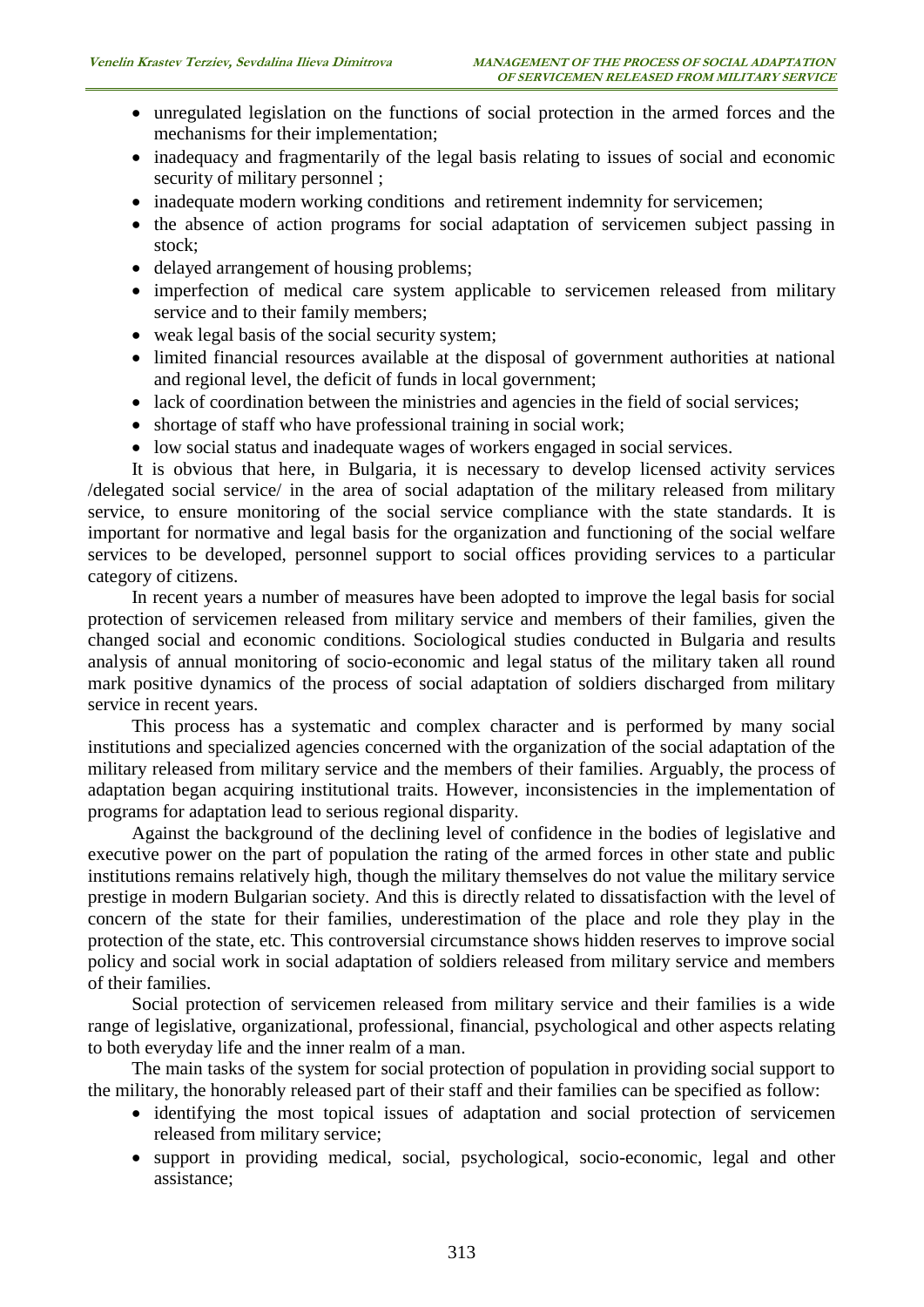- unregulated legislation on the functions of social protection in the armed forces and the mechanisms for their implementation;
- inadequacy and fragmentarily of the legal basis relating to issues of social and economic security of military personnel ;
- inadequate modern working conditions and retirement indemnity for servicemen;
- the absence of action programs for social adaptation of servicemen subject passing in stock;
- delayed arrangement of housing problems;
- imperfection of medical care system applicable to servicemen released from military service and to their family members;
- weak legal basis of the social security system;
- limited financial resources available at the disposal of government authorities at national and regional level, the deficit of funds in local government;
- lack of coordination between the ministries and agencies in the field of social services;
- shortage of staff who have professional training in social work;
- low social status and inadequate wages of workers engaged in social services.

It is obvious that here, in Bulgaria, it is necessary to develop licensed activity services /delegated social service/ in the area of social adaptation of the military released from military service, to ensure monitoring of the social service compliance with the state standards. It is important for normative and legal basis for the organization and functioning of the social welfare services to be developed, personnel support to social offices providing services to a particular category of citizens.

In recent years a number of measures have been adopted to improve the legal basis for social protection of servicemen released from military service and members of their families, given the changed social and economic conditions. Sociological studies conducted in Bulgaria and results analysis of annual monitoring of socio-economic and legal status of the military taken all round mark positive dynamics of the process of social adaptation of soldiers discharged from military service in recent years.

This process has a systematic and complex character and is performed by many social institutions and specialized agencies concerned with the organization of the social adaptation of the military released from military service and the members of their families. Arguably, the process of adaptation began acquiring institutional traits. However, inconsistencies in the implementation of programs for adaptation lead to serious regional disparity.

Against the background of the declining level of confidence in the bodies of legislative and executive power on the part of population the rating of the armed forces in other state and public institutions remains relatively high, though the military themselves do not value the military service prestige in modern Bulgarian society. And this is directly related to dissatisfaction with the level of concern of the state for their families, underestimation of the place and role they play in the protection of the state, etc. This controversial circumstance shows hidden reserves to improve social policy and social work in social adaptation of soldiers released from military service and members of their families.

Social protection of servicemen released from military service and their families is a wide range of legislative, organizational, professional, financial, psychological and other aspects relating to both everyday life and the inner realm of a man.

The main tasks of the system for social protection of population in providing social support to the military, the honorably released part of their staff and their families can be specified as follow:

- identifying the most topical issues of adaptation and social protection of servicemen released from military service;
- support in providing medical, social, psychological, socio-economic, legal and other assistance;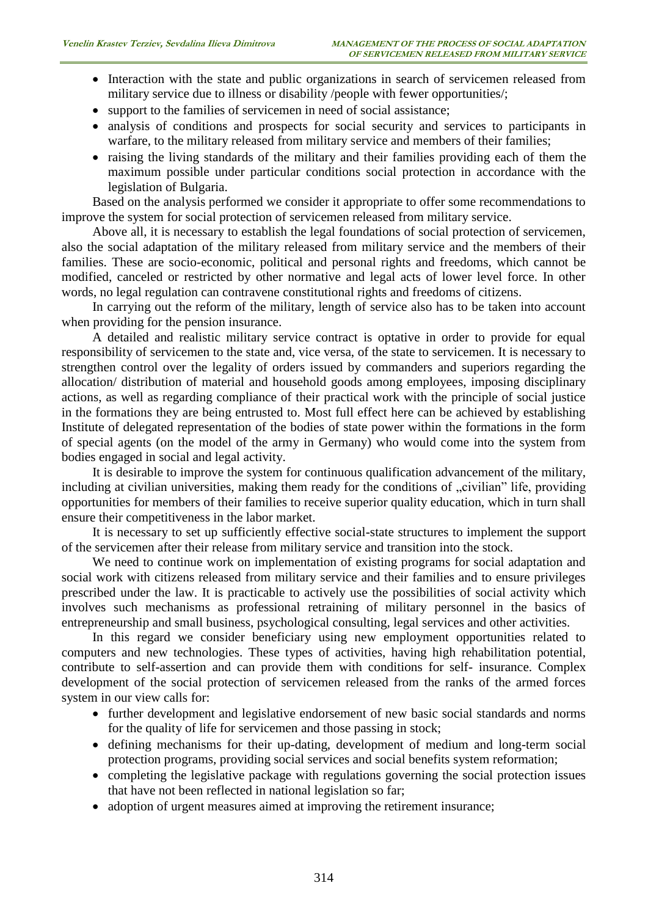- Interaction with the state and public organizations in search of servicemen released from military service due to illness or disability /people with fewer opportunities/;
- support to the families of servicemen in need of social assistance;
- analysis of conditions and prospects for social security and services to participants in warfare, to the military released from military service and members of their families;
- raising the living standards of the military and their families providing each of them the maximum possible under particular conditions social protection in accordance with the legislation of Bulgaria.

Based on the analysis performed we consider it appropriate to offer some recommendations to improve the system for social protection of servicemen released from military service.

Above all, it is necessary to establish the legal foundations of social protection of servicemen, also the social adaptation of the military released from military service and the members of their families. These are socio-economic, political and personal rights and freedoms, which cannot be modified, canceled or restricted by other normative and legal acts of lower level force. In other words, no legal regulation can contravene constitutional rights and freedoms of citizens.

In carrying out the reform of the military, length of service also has to be taken into account when providing for the pension insurance.

A detailed and realistic military service contract is optative in order to provide for equal responsibility of servicemen to the state and, vice versa, of the state to servicemen. It is necessary to strengthen control over the legality of orders issued by commanders and superiors regarding the allocation/ distribution of material and household goods among employees, imposing disciplinary actions, as well as regarding compliance of their practical work with the principle of social justice in the formations they are being entrusted to. Most full effect here can be achieved by establishing Institute of delegated representation of the bodies of state power within the formations in the form of special agents (on the model of the army in Germany) who would come into the system from bodies engaged in social and legal activity.

It is desirable to improve the system for continuous qualification advancement of the military, including at civilian universities, making them ready for the conditions of „civilian" life, providing opportunities for members of their families to receive superior quality education, which in turn shall ensure their competitiveness in the labor market.

It is necessary to set up sufficiently effective social-state structures to implement the support of the servicemen after their release from military service and transition into the stock.

We need to continue work on implementation of existing programs for social adaptation and social work with citizens released from military service and their families and to ensure privileges prescribed under the law. It is practicable to actively use the possibilities of social activity which involves such mechanisms as professional retraining of military personnel in the basics of entrepreneurship and small business, psychological consulting, legal services and other activities.

In this regard we consider beneficiary using new employment opportunities related to computers and new technologies. These types of activities, having high rehabilitation potential, contribute to self-assertion and can provide them with conditions for self- insurance. Complex development of the social protection of servicemen released from the ranks of the armed forces system in our view calls for:

- further development and legislative endorsement of new basic social standards and norms for the quality of life for servicemen and those passing in stock;
- defining mechanisms for their up-dating, development of medium and long-term social protection programs, providing social services and social benefits system reformation;
- completing the legislative package with regulations governing the social protection issues that have not been reflected in national legislation so far;
- adoption of urgent measures aimed at improving the retirement insurance;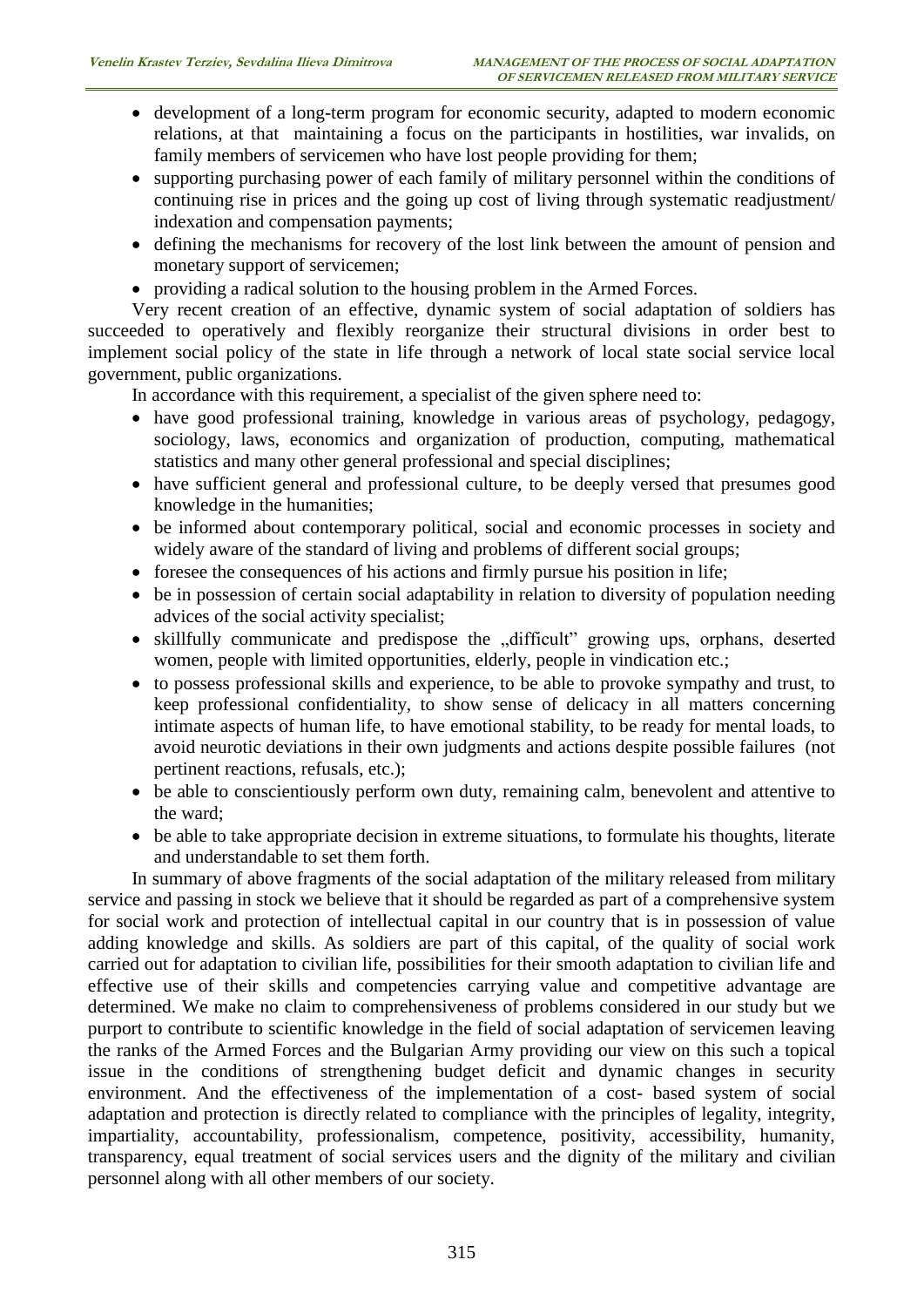- development of a long-term program for economic security, adapted to modern economic relations, at that maintaining a focus on the participants in hostilities, war invalids, on family members of servicemen who have lost people providing for them;
- supporting purchasing power of each family of military personnel within the conditions of continuing rise in prices and the going up cost of living through systematic readjustment/ indexation and compensation payments;
- defining the mechanisms for recovery of the lost link between the amount of pension and monetary support of servicemen;
- providing a radical solution to the housing problem in the Armed Forces.

Very recent creation of an effective, dynamic system of social adaptation of soldiers has succeeded to operatively and flexibly reorganize their structural divisions in order best to implement social policy of the state in life through a network of local state social service local government, public organizations.

In accordance with this requirement, a specialist of the given sphere need to:

- have good professional training, knowledge in various areas of psychology, pedagogy, sociology, laws, economics and organization of production, computing, mathematical statistics and many other general professional and special disciplines;
- have sufficient general and professional culture, to be deeply versed that presumes good knowledge in the humanities;
- be informed about contemporary political, social and economic processes in society and widely aware of the standard of living and problems of different social groups;
- foresee the consequences of his actions and firmly pursue his position in life;
- be in possession of certain social adaptability in relation to diversity of population needing advices of the social activity specialist;
- skillfully communicate and predispose the „difficult" growing ups, orphans, deserted women, people with limited opportunities, elderly, people in vindication etc.;
- to possess professional skills and experience, to be able to provoke sympathy and trust, to keep professional confidentiality, to show sense of delicacy in all matters concerning intimate aspects of human life, to have emotional stability, to be ready for mental loads, to avoid neurotic deviations in their own judgments and actions despite possible failures (not pertinent reactions, refusals, etc.);
- be able to conscientiously perform own duty, remaining calm, benevolent and attentive to the ward;
- be able to take appropriate decision in extreme situations, to formulate his thoughts, literate and understandable to set them forth.

In summary of above fragments of the social adaptation of the military released from military service and passing in stock we believe that it should be regarded as part of a comprehensive system for social work and protection of intellectual capital in our country that is in possession of value adding knowledge and skills. As soldiers are part of this capital, of the quality of social work carried out for adaptation to civilian life, possibilities for their smooth adaptation to civilian life and effective use of their skills and competencies carrying value and competitive advantage are determined. We make no claim to comprehensiveness of problems considered in our study but we purport to contribute to scientific knowledge in the field of social adaptation of servicemen leaving the ranks of the Armed Forces and the Bulgarian Army providing our view on this such a topical issue in the conditions of strengthening budget deficit and dynamic changes in security environment. And the effectiveness of the implementation of a cost- based system of social adaptation and protection is directly related to compliance with the principles of legality, integrity, impartiality, accountability, professionalism, competence, positivity, accessibility, humanity, transparency, equal treatment of social services users and the dignity of the military and civilian personnel along with all other members of our society.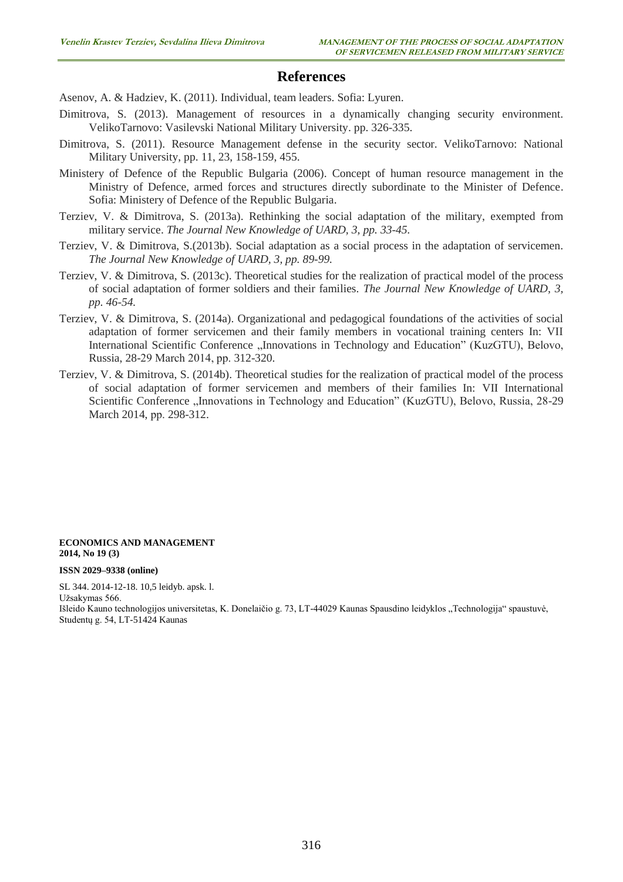## References

Asenov, A. & Hadziev, K. (2011). Individual, team leaders. Sofia: Lyuren.

Dimitrova, S. (2013). Management of resources in a dynamically changing security environment. VelikoTarnovo: Vasilevski National Military University. pp. 326-335.

Dimitrova, S. (2011). Resource Management defense in the security sector. VelikoTarnovo: National Military University, pp. 11, 23, 158-159, 455.

Ministery of Defence of the Republic Bulgaria (2006). Concept of human resource management in the Ministry of Defence, armed forces and structures directly subordinate to the Minister of Defence. Sofia: Ministery of Defence of the Republic Bulgaria.

Terziev, V. & Dimitrova, S. (2013a). Rethinking the social adaptation of the military, exempted from military service. *The Journal New Knowledge of UARD, 3, pp. 33-45.*

Terziev, V. & Dimitrova, S.(2013b). Social adaptation as a social process in the adaptation of servicemen. *The Journal New Knowledge of UARD, 3, pp. 89-99.*

Terziev, V. & Dimitrova, S. (2013c). Theoretical studies for the realization of practical model of the process of social adaptation of former soldiers and their families. *The Journal New Knowledge of UARD, 3, pp. 46-54.*

Terziev, V. & Dimitrova, S. (2014a). Organizational and pedagogical foundations of the activities of social adaptation of former servicemen and their family members in vocational training centers In: VII International Scientific Conference „Innovations in Technology and Education" (KuzGTU), Belovo, Russia, 28-29 March 2014, pp. 312-320.

Terziev, V. & Dimitrova, S. (2014b). Theoretical studies for the realization of practical model of the process of social adaptation of former servicemen and members of their families In: VII International Scientific Conference „Innovations in Technology and Education" (KuzGTU), Belovo, Russia, 28-29 March 2014, pp. 298-312.

**ECONOMICS AND MANAGEMENT**
**2014, No 19 (3)**

**ISSN 2029–9338 (online)**

SL 344. 2014-12-18. 10,5 leidyb. apsk. l.
Užsakymas 566.
Išleido Kauno technologijos universitetas, K. Donelaičio g. 73, LT-44029 Kaunas Spausdino leidyklos „Technologija" spaustuvė, Studentų g. 54, LT-51424 Kaunas